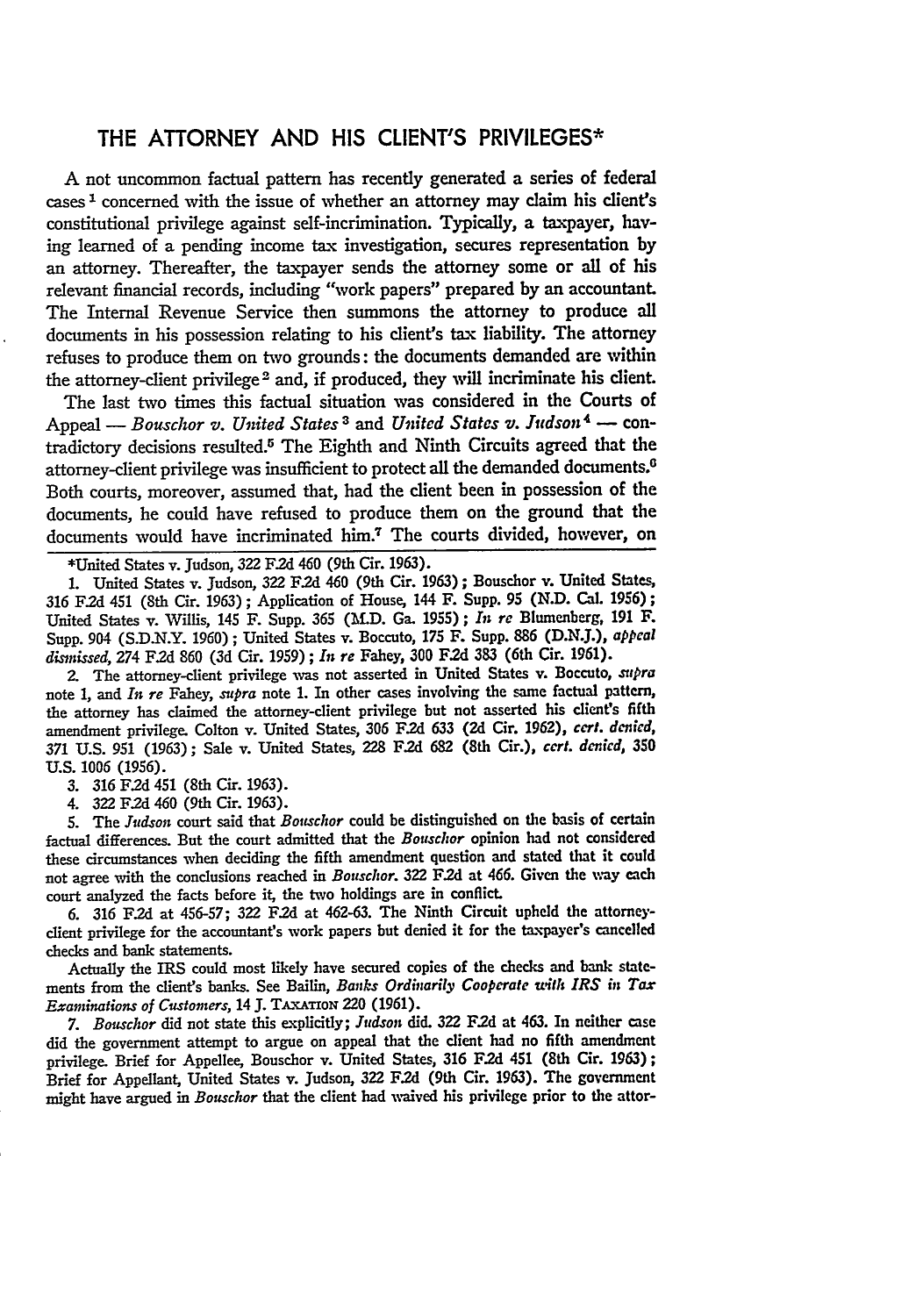# THE ATTORNEY AND HIS CLIENT'S PRIVILEGES*

A not uncommon factual pattern has recently generated a series of federal cases [1] concerned with the issue of whether an attorney may claim his client's constitutional privilege against self-incrimination. Typically, a taxpayer, having learned of a pending income tax investigation, secures representation by an attorney. Thereafter, the taxpayer sends the attorney some or all of his relevant financial records, including "work papers" prepared by an accountant. The Internal Revenue Service then summons the attorney to produce all documents in his possession relating to his client's tax liability. The attorney refuses to produce them on two grounds: the documents demanded are within the attorney-client privilege [2] and, if produced, they will incriminate his client.

The last two times this factual situation was considered in the Courts of Appeal — *Bouschor v. United States* [3] and *United States v. Judson* [4] — contradictory decisions resulted.[5] The Eighth and Ninth Circuits agreed that the attorney-client privilege was insufficient to protect all the demanded documents.[6] Both courts, moreover, assumed that, had the client been in possession of the documents, he could have refused to produce them on the ground that the documents would have incriminated him.[7] The courts divided, however, on

---

*United States v. Judson, 322 F.2d 460 (9th Cir. 1963).

1. United States v. Judson, 322 F.2d 460 (9th Cir. 1963); Bouschor v. United States, 316 F.2d 451 (8th Cir. 1963); Application of House, 144 F. Supp. 95 (N.D. Cal. 1956); United States v. Willis, 145 F. Supp. 365 (M.D. Ga. 1955); *In re* Blumenberg, 191 F. Supp. 904 (S.D.N.Y. 1960); United States v. Boccuto, 175 F. Supp. 886 (D.N.J.), *appeal dismissed*, 274 F.2d 860 (3d Cir. 1959); *In re* Fahey, 300 F.2d 383 (6th Cir. 1961).

2. The attorney-client privilege was not asserted in United States v. Boccuto, *supra* note 1, and *In re* Fahey, *supra* note 1. In other cases involving the same factual pattern, the attorney has claimed the attorney-client privilege but not asserted his client's fifth amendment privilege. Colton v. United States, 306 F.2d 633 (2d Cir. 1962), *cert. denied*, 371 U.S. 951 (1963); Sale v. United States, 228 F.2d 682 (8th Cir.), *cert. denied*, 350 U.S. 1006 (1956).

3. 316 F.2d 451 (8th Cir. 1963).

4. 322 F.2d 460 (9th Cir. 1963).

5. The *Judson* court said that *Bouschor* could be distinguished on the basis of certain factual differences. But the court admitted that the *Bouschor* opinion had not considered these circumstances when deciding the fifth amendment question and stated that it could not agree with the conclusions reached in *Bouschor*. 322 F.2d at 466. Given the way each court analyzed the facts before it, the two holdings are in conflict.

6. 316 F.2d at 456-57; 322 F.2d at 462-63. The Ninth Circuit upheld the attorney-client privilege for the accountant's work papers but denied it for the taxpayer's cancelled checks and bank statements.

Actually the IRS could most likely have secured copies of the checks and bank statements from the client's banks. See Bailin, *Banks Ordinarily Cooperate with IRS in Tax Examinations of Customers*, 14 J. TAXATION 220 (1961).

7. *Bouschor* did not state this explicitly; *Judson* did. 322 F.2d at 463. In neither case did the government attempt to argue on appeal that the client had no fifth amendment privilege. Brief for Appellee, Bouschor v. United States, 316 F.2d 451 (8th Cir. 1963); Brief for Appellant, United States v. Judson, 322 F.2d (9th Cir. 1963). The government might have argued in *Bouschor* that the client had waived his privilege prior to the attor-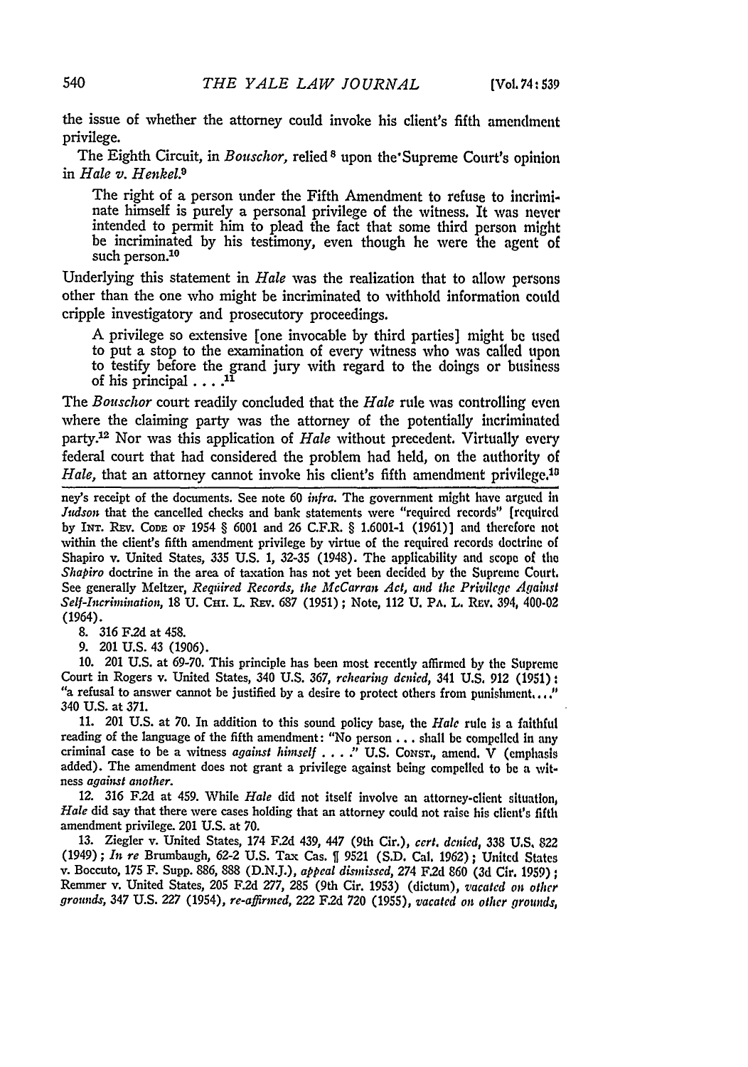the issue of whether the attorney could invoke his client's fifth amendment privilege.

The Eighth Circuit, in *Bouschor,* relied[8] upon the Supreme Court's opinion in *Hale v. Henkel.*[9]

> The right of a person under the Fifth Amendment to refuse to incriminate himself is purely a personal privilege of the witness. It was never intended to permit him to plead the fact that some third person might be incriminated by his testimony, even though he were the agent of such person.[10]

Underlying this statement in *Hale* was the realization that to allow persons other than the one who might be incriminated to withhold information could cripple investigatory and prosecutory proceedings.

> A privilege so extensive [one invocable by third parties] might be used to put a stop to the examination of every witness who was called upon to testify before the grand jury with regard to the doings or business of his principal . . . .[11]

The *Bouschor* court readily concluded that the *Hale* rule was controlling even where the claiming party was the attorney of the potentially incriminated party.[12] Nor was this application of *Hale* without precedent. Virtually every federal court that had considered the problem had held, on the authority of *Hale,* that an attorney cannot invoke his client's fifth amendment privilege.[13]

---

ney's receipt of the documents. See note 60 *infra.* The government might have argued in *Judson* that the cancelled checks and bank statements were "required records" [required by INT. REV. CODE OF 1954 § 6001 and 26 C.F.R. § 1.6001-1 (1961)] and therefore not within the client's fifth amendment privilege by virtue of the required records doctrine of Shapiro v. United States, 335 U.S. 1, 32-35 (1948). The applicability and scope of the *Shapiro* doctrine in the area of taxation has not yet been decided by the Supreme Court. See generally Meltzer, *Required Records, the McCarran Act, and the Privilege Against Self-Incrimination,* 18 U. CHI. L. REV. 687 (1951); Note, 112 U. PA. L. REV. 394, 400-02 (1964).

8. 316 F.2d at 458.

9. 201 U.S. 43 (1906).

10. 201 U.S. at 69-70. This principle has been most recently affirmed by the Supreme Court in Rogers v. United States, 340 U.S. 367, *rehearing denied,* 341 U.S. 912 (1951): "a refusal to answer cannot be justified by a desire to protect others from punishment. . . ." 340 U.S. at 371.

11. 201 U.S. at 70. In addition to this sound policy base, the *Hale* rule is a faithful reading of the language of the fifth amendment: "No person . . . shall be compelled in any criminal case to be a witness *against himself* . . . ." U.S. CONST., amend. V (emphasis added). The amendment does not grant a privilege against being compelled to be a witness *against another.*

12. 316 F.2d at 459. While *Hale* did not itself involve an attorney-client situation, *Hale* did say that there were cases holding that an attorney could not raise his client's fifth amendment privilege. 201 U.S. at 70.

13. Ziegler v. United States, 174 F.2d 439, 447 (9th Cir.), *cert. denied,* 338 U.S. 822 (1949); *In re* Brumbaugh, 62-2 U.S. Tax Cas. ¶ 9521 (S.D. Cal. 1962); United States v. Boccuto, 175 F. Supp. 886, 888 (D.N.J.), *appeal dismissed,* 274 F.2d 860 (3d Cir. 1959); Remmer v. United States, 205 F.2d 277, 285 (9th Cir. 1953) (dictum), *vacated on other grounds,* 347 U.S. 227 (1954), *re-affirmed,* 222 F.2d 720 (1955), *vacated on other grounds,*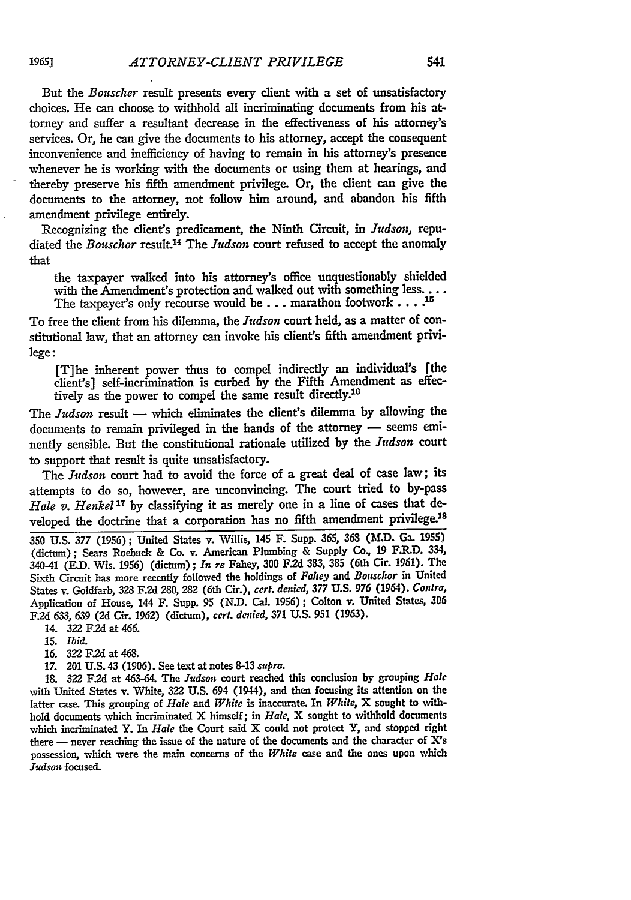But the *Boscher* result presents every client with a set of unsatisfactory choices. He can choose to withhold all incriminating documents from his attorney and suffer a resultant decrease in the effectiveness of his attorney's services. Or, he can give the documents to his attorney, accept the consequent inconvenience and inefficiency of having to remain in his attorney's presence whenever he is working with the documents or using them at hearings, and thereby preserve his fifth amendment privilege. Or, the client can give the documents to the attorney, not follow him around, and abandon his fifth amendment privilege entirely.

Recognizing the client's predicament, the Ninth Circuit, in *Judson*, repudiated the *Bouschor* result.[14] The *Judson* court refused to accept the anomaly that

> the taxpayer walked into his attorney's office unquestionably shielded with the Amendment's protection and walked out with something less. . . . The taxpayer's only recourse would be . . . marathon footwork . . . .[15]

To free the client from his dilemma, the *Judson* court held, as a matter of constitutional law, that an attorney can invoke his client's fifth amendment privilege:

> [T]he inherent power thus to compel indirectly an individual's [the client's] self-incrimination is curbed by the Fifth Amendment as effectively as the power to compel the same result directly.[16]

The *Judson* result — which eliminates the client's dilemma by allowing the documents to remain privileged in the hands of the attorney — seems eminently sensible. But the constitutional rationale utilized by the *Judson* court to support that result is quite unsatisfactory.

The *Judson* court had to avoid the force of a great deal of case law; its attempts to do so, however, are unconvincing. The court tried to by-pass *Hale v. Henkel*[17] by classifying it as merely one in a line of cases that developed the doctrine that a corporation has no fifth amendment privilege.[18]

---

350 U.S. 377 (1956); United States v. Willis, 145 F. Supp. 365, 368 (M.D. Ga. 1955) (dictum); Sears Roebuck & Co. v. American Plumbing & Supply Co., 19 F.R.D. 334, 340-41 (E.D. Wis. 1956) (dictum); *In re* Fahey, 300 F.2d 383, 385 (6th Cir. 1961). The Sixth Circuit has more recently followed the holdings of *Fahey* and *Bouschor* in United States v. Goldfarb, 328 F.2d 280, 282 (6th Cir.), *cert. denied*, 377 U.S. 976 (1964). *Contra*, Application of House, 144 F. Supp. 95 (N.D. Cal. 1956); Colton v. United States, 306 F.2d 633, 639 (2d Cir. 1962) (dictum), *cert. denied*, 371 U.S. 951 (1963).

14. 322 F.2d at 466.

15. *Ibid.*

16. 322 F.2d at 468.

17. 201 U.S. 43 (1906). See text at notes 8-13 *supra*.

18. 322 F.2d at 463-64. The *Judson* court reached this conclusion by grouping *Hale* with United States v. White, 322 U.S. 694 (1944), and then focusing its attention on the latter case. This grouping of *Hale* and *White* is inaccurate. In *White*, X sought to withhold documents which incriminated X himself; in *Hale*, X sought to withhold documents which incriminated Y. In *Hale* the Court said X could not protect Y, and stopped right there — never reaching the issue of the nature of the documents and the character of X's possession, which were the main concerns of the *White* case and the ones upon which *Judson* focused.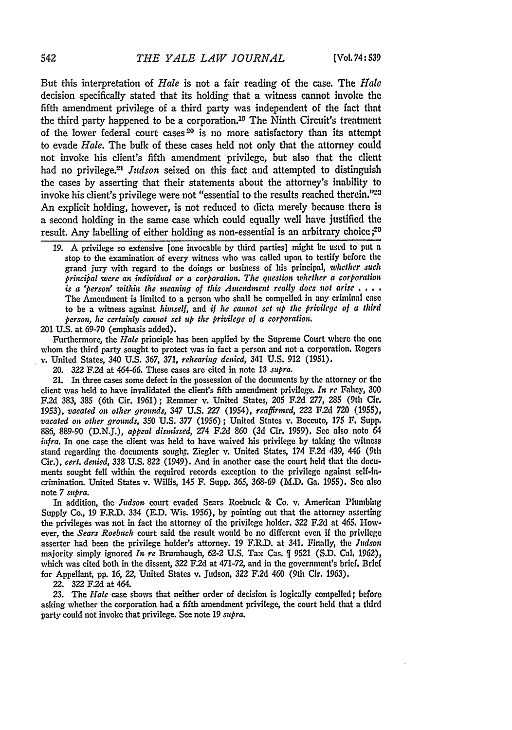But this interpretation of *Hale* is not a fair reading of the case. The *Hale* decision specifically stated that its holding that a witness cannot invoke the fifth amendment privilege of a third party was independent of the fact that the third party happened to be a corporation.[19] The Ninth Circuit's treatment of the lower federal court cases[20] is no more satisfactory than its attempt to evade *Hale*. The bulk of these cases held not only that the attorney could not invoke his client's fifth amendment privilege, but also that the client had no privilege.[21] *Judson* seized on this fact and attempted to distinguish the cases by asserting that their statements about the attorney's inability to invoke his client's privilege were not "essential to the results reached therein."[22] An explicit holding, however, is not reduced to dicta merely because there is a second holding in the same case which could equally well have justified the result. Any labelling of either holding as non-essential is an arbitrary choice;[23]

---

19. A privilege so extensive [one invocable by third parties] might be used to put a stop to the examination of every witness who was called upon to testify before the grand jury with regard to the doings or business of his principal, *whether such principal were an individual or a corporation. The question whether a corporation is a 'person' within the meaning of this Amendment really does not arise* . . . . The Amendment is limited to a person who shall be compelled in any criminal case to be a witness against *himself*, and *if he cannot set up the privilege of a third person, he certainly cannot set up the privilege of a corporation.*

201 U.S. at 69-70 (emphasis added).

Furthermore, the *Hale* principle has been applied by the Supreme Court where the one whom the third party sought to protect was in fact a person and not a corporation. Rogers v. United States, 340 U.S. 367, 371, *rehearing denied*, 341 U.S. 912 (1951).

20. 322 F.2d at 464-66. These cases are cited in note 13 *supra.*

21. In three cases some defect in the possession of the documents by the attorney or the client was held to have invalidated the client's fifth amendment privilege. *In re* Fahey, 300 F.2d 383, 385 (6th Cir. 1961); Remmer v. United States, 205 F.2d 277, 285 (9th Cir. 1953), *vacated on other grounds*, 347 U.S. 227 (1954), *reaffirmed*, 222 F.2d 720 (1955), *vacated on other grounds*, 350 U.S. 377 (1956); United States v. Boccuto, 175 F. Supp. 886, 889-90 (D.N.J.), *appeal dismissed*, 274 F.2d 860 (3d Cir. 1959). See also note 64 *infra*. In one case the client was held to have waived his privilege by taking the witness stand regarding the documents sought. Ziegler v. United States, 174 F.2d 439, 446 (9th Cir.), *cert. denied*, 338 U.S. 822 (1949). And in another case the court held that the documents sought fell within the required records exception to the privilege against self-incrimination. United States v. Willis, 145 F. Supp. 365, 368-69 (M.D. Ga. 1955). See also note 7 *supra.*

In addition, the *Judson* court evaded Sears Roebuck & Co. v. American Plumbing Supply Co., 19 F.R.D. 334 (E.D. Wis. 1956), by pointing out that the attorney asserting the privileges was not in fact the attorney of the privilege holder. 322 F.2d at 465. However, the *Sears Roebuck* court said the result would be no different even if the privilege asserter had been the privilege holder's attorney. 19 F.R.D. at 341. Finally, the *Judson* majority simply ignored *In re* Brumbaugh, 62-2 U.S. Tax Cas. ¶ 9521 (S.D. Cal. 1962), which was cited both in the dissent, 322 F.2d at 471-72, and in the government's brief. Brief for Appellant, pp. 16, 22, United States v. Judson, 322 F.2d 460 (9th Cir. 1963).

22. 322 F.2d at 464.

23. The *Hale* case shows that neither order of decision is logically compelled; before asking whether the corporation had a fifth amendment privilege, the court held that a third party could not invoke that privilege. See note 19 *supra.*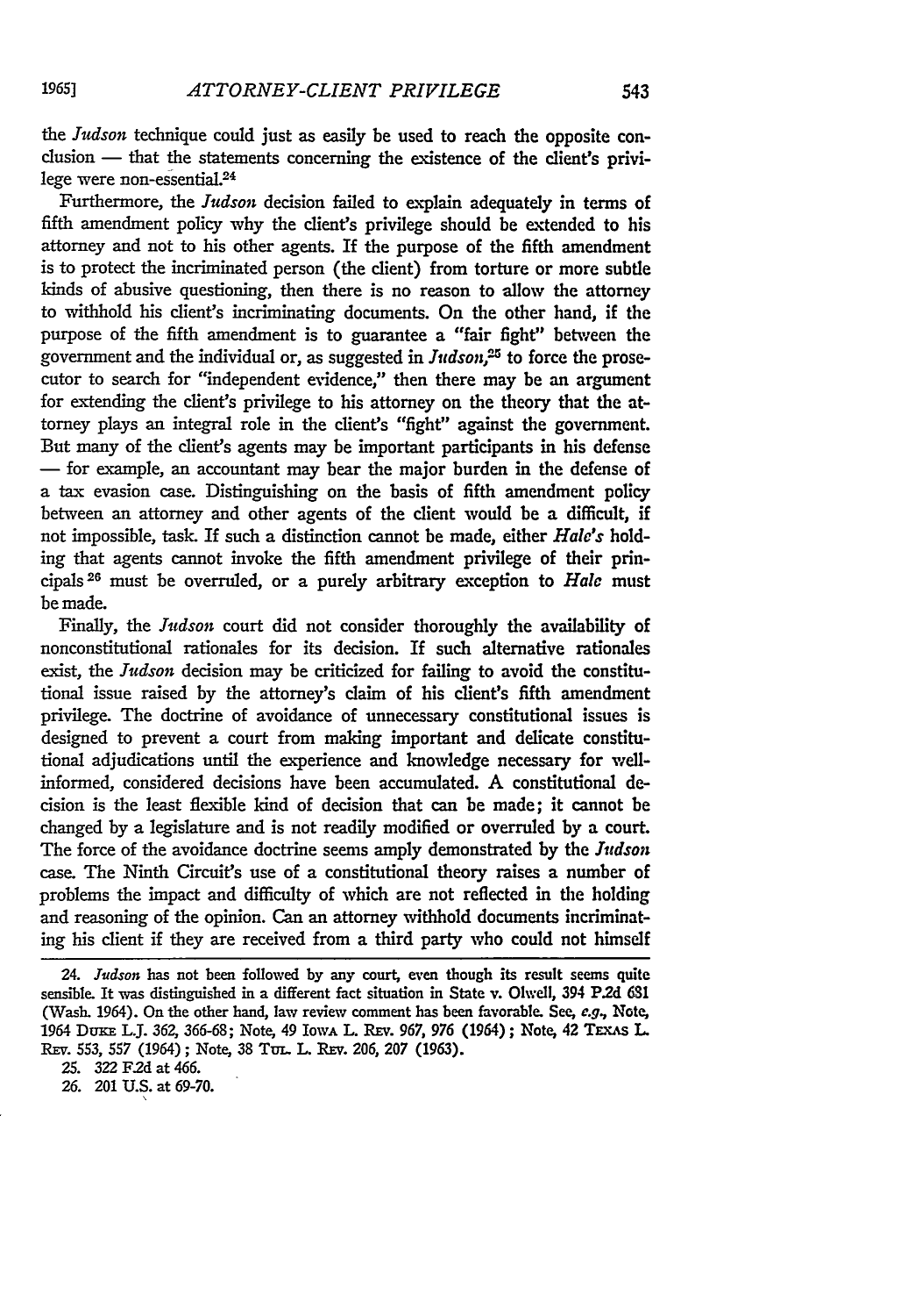the *Judson* technique could just as easily be used to reach the opposite conclusion — that the statements concerning the existence of the client's privilege were non-essential.[24]

Furthermore, the *Judson* decision failed to explain adequately in terms of fifth amendment policy why the client's privilege should be extended to his attorney and not to his other agents. If the purpose of the fifth amendment is to protect the incriminated person (the client) from torture or more subtle kinds of abusive questioning, then there is no reason to allow the attorney to withhold his client's incriminating documents. On the other hand, if the purpose of the fifth amendment is to guarantee a "fair fight" between the government and the individual or, as suggested in *Judson*,[25] to force the prosecutor to search for "independent evidence," then there may be an argument for extending the client's privilege to his attorney on the theory that the attorney plays an integral role in the client's "fight" against the government. But many of the client's agents may be important participants in his defense — for example, an accountant may bear the major burden in the defense of a tax evasion case. Distinguishing on the basis of fifth amendment policy between an attorney and other agents of the client would be a difficult, if not impossible, task. If such a distinction cannot be made, either *Hale's* holding that agents cannot invoke the fifth amendment privilege of their principals[26] must be overruled, or a purely arbitrary exception to *Hale* must be made.

Finally, the *Judson* court did not consider thoroughly the availability of nonconstitutional rationales for its decision. If such alternative rationales exist, the *Judson* decision may be criticized for failing to avoid the constitutional issue raised by the attorney's claim of his client's fifth amendment privilege. The doctrine of avoidance of unnecessary constitutional issues is designed to prevent a court from making important and delicate constitutional adjudications until the experience and knowledge necessary for well-informed, considered decisions have been accumulated. A constitutional decision is the least flexible kind of decision that can be made; it cannot be changed by a legislature and is not readily modified or overruled by a court. The force of the avoidance doctrine seems amply demonstrated by the *Judson* case. The Ninth Circuit's use of a constitutional theory raises a number of problems the impact and difficulty of which are not reflected in the holding and reasoning of the opinion. Can an attorney withhold documents incriminating his client if they are received from a third party who could not himself

---

24. *Judson* has not been followed by any court, even though its result seems quite sensible. It was distinguished in a different fact situation in State v. Olwell, 394 P.2d 681 (Wash. 1964). On the other hand, law review comment has been favorable. See, *e.g.*, Note, 1964 DUKE L.J. 362, 366-68; Note, 49 IOWA L. REV. 967, 976 (1964); Note, 42 TEXAS L. REV. 553, 557 (1964); Note, 38 TUL. L. REV. 206, 207 (1963).

25. 322 F.2d at 466.

26. 201 U.S. at 69-70.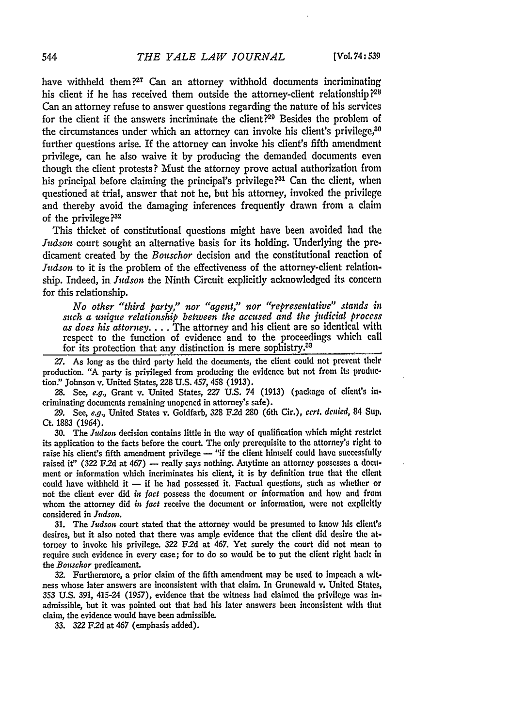have withheld them?[27] Can an attorney withhold documents incriminating his client if he has received them outside the attorney-client relationship?[28] Can an attorney refuse to answer questions regarding the nature of his services for the client if the answers incriminate the client?[29] Besides the problem of the circumstances under which an attorney can invoke his client's privilege,[30] further questions arise. If the attorney can invoke his client's fifth amendment privilege, can he also waive it by producing the demanded documents even though the client protests? Must the attorney prove actual authorization from his principal before claiming the principal's privilege?[31] Can the client, when questioned at trial, answer that not he, but his attorney, invoked the privilege and thereby avoid the damaging inferences frequently drawn from a claim of the privilege?[32]

This thicket of constitutional questions might have been avoided had the *Judson* court sought an alternative basis for its holding. Underlying the predicament created by the *Bouschor* decision and the constitutional reaction of *Judson* to it is the problem of the effectiveness of the attorney-client relationship. Indeed, in *Judson* the Ninth Circuit explicitly acknowledged its concern for this relationship.

> *No other "third party," nor "agent," nor "representative" stands in such a unique relationship between the accused and the judicial process as does his attorney.* . . . The attorney and his client are so identical with respect to the function of evidence and to the proceedings which call for its protection that any distinction is mere sophistry.[33]

---

27. As long as the third party held the documents, the client could not prevent their production. "A party is privileged from producing the evidence but not from its production." Johnson v. United States, 228 U.S. 457, 458 (1913).

28. See, *e.g.*, Grant v. United States, 227 U.S. 74 (1913) (package of client's incriminating documents remaining unopened in attorney's safe).

29. See, *e.g.*, United States v. Goldfarb, 328 F.2d 280 (6th Cir.), *cert. denied*, 84 Sup. Ct. 1883 (1964).

30. The *Judson* decision contains little in the way of qualification which might restrict its application to the facts before the court. The only prerequisite to the attorney's right to raise his client's fifth amendment privilege — "if the client himself could have successfully raised it" (322 F.2d at 467) — really says nothing. Anytime an attorney possesses a document or information which incriminates his client, it is by definition true that the client could have withheld it — if he had possessed it. Factual questions, such as whether or not the client ever did *in fact* possess the document or information and how and from whom the attorney did *in fact* receive the document or information, were not explicitly considered in *Judson*.

31. The *Judson* court stated that the attorney would be presumed to know his client's desires, but it also noted that there was ample evidence that the client did desire the attorney to invoke his privilege. 322 F.2d at 467. Yet surely the court did not mean to require such evidence in every case; for to do so would be to put the client right back in the *Bouschor* predicament.

32. Furthermore, a prior claim of the fifth amendment may be used to impeach a witness whose later answers are inconsistent with that claim. In Grunewald v. United States, 353 U.S. 391, 415-24 (1957), evidence that the witness had claimed the privilege was inadmissible, but it was pointed out that had his later answers been inconsistent with that claim, the evidence would have been admissible.

33. 322 F.2d at 467 (emphasis added).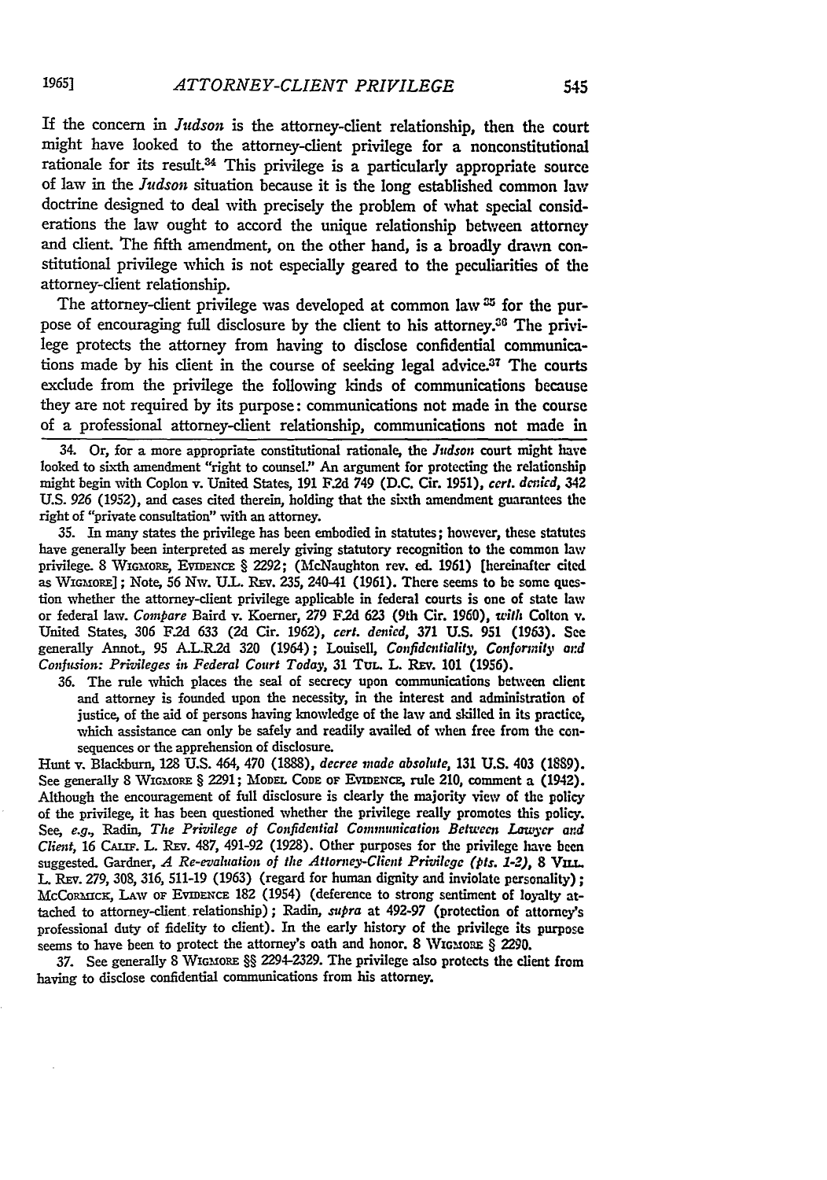If the concern in *Judson* is the attorney-client relationship, then the court might have looked to the attorney-client privilege for a nonconstitutional rationale for its result.[34] This privilege is a particularly appropriate source of law in the *Judson* situation because it is the long established common law doctrine designed to deal with precisely the problem of what special considerations the law ought to accord the unique relationship between attorney and client. The fifth amendment, on the other hand, is a broadly drawn constitutional privilege which is not especially geared to the peculiarities of the attorney-client relationship.

The attorney-client privilege was developed at common law[35] for the purpose of encouraging full disclosure by the client to his attorney.[36] The privilege protects the attorney from having to disclose confidential communications made by his client in the course of seeking legal advice.[37] The courts exclude from the privilege the following kinds of communications because they are not required by its purpose: communications not made in the course of a professional attorney-client relationship, communications not made in

---

34. Or, for a more appropriate constitutional rationale, the *Judson* court might have looked to sixth amendment "right to counsel." An argument for protecting the relationship might begin with Coplon v. United States, 191 F.2d 749 (D.C. Cir. 1951), *cert. denied*, 342 U.S. 926 (1952), and cases cited therein, holding that the sixth amendment guarantees the right of "private consultation" with an attorney.

35. In many states the privilege has been embodied in statutes; however, these statutes have generally been interpreted as merely giving statutory recognition to the common law privilege. 8 Wigmore, Evidence § 2292; (McNaughton rev. ed. 1961) [hereinafter cited as Wigmore]; Note, 56 Nw. U.L. Rev. 235, 240-41 (1961). There seems to be some question whether the attorney-client privilege applicable in federal courts is one of state law or federal law. *Compare* Baird v. Koerner, 279 F.2d 623 (9th Cir. 1960), *with* Colton v. United States, 306 F.2d 633 (2d Cir. 1962), *cert. denied*, 371 U.S. 951 (1963). See generally Annot., 95 A.L.R.2d 320 (1964); Louisell, *Confidentiality, Conformity and Confusion: Privileges in Federal Court Today*, 31 Tul. L. Rev. 101 (1956).

36. The rule which places the seal of secrecy upon communications between client and attorney is founded upon the necessity, in the interest and administration of justice, of the aid of persons having knowledge of the law and skilled in its practice, which assistance can only be safely and readily availed of when free from the consequences or the apprehension of disclosure.

Hunt v. Blackburn, 128 U.S. 464, 470 (1888), *decree made absolute*, 131 U.S. 403 (1889). See generally 8 Wigmore § 2291; Model Code of Evidence, rule 210, comment a (1942). Although the encouragement of full disclosure is clearly the majority view of the policy of the privilege, it has been questioned whether the privilege really promotes this policy. See, *e.g.*, Radin, *The Privilege of Confidential Communication Between Lawyer and Client*, 16 Calif. L. Rev. 487, 491-92 (1928). Other purposes for the privilege have been suggested. Gardner, *A Re-evaluation of the Attorney-Client Privilege (pts. 1-2)*, 8 Vill. L. Rev. 279, 308, 316, 511-19 (1963) (regard for human dignity and inviolate personality); McCormick, Law of Evidence 182 (1954) (deference to strong sentiment of loyalty attached to attorney-client relationship); Radin, *supra* at 492-97 (protection of attorney's professional duty of fidelity to client). In the early history of the privilege its purpose seems to have been to protect the attorney's oath and honor. 8 Wigmore § 2290.

37. See generally 8 Wigmore §§ 2294-2329. The privilege also protects the client from having to disclose confidential communications from his attorney.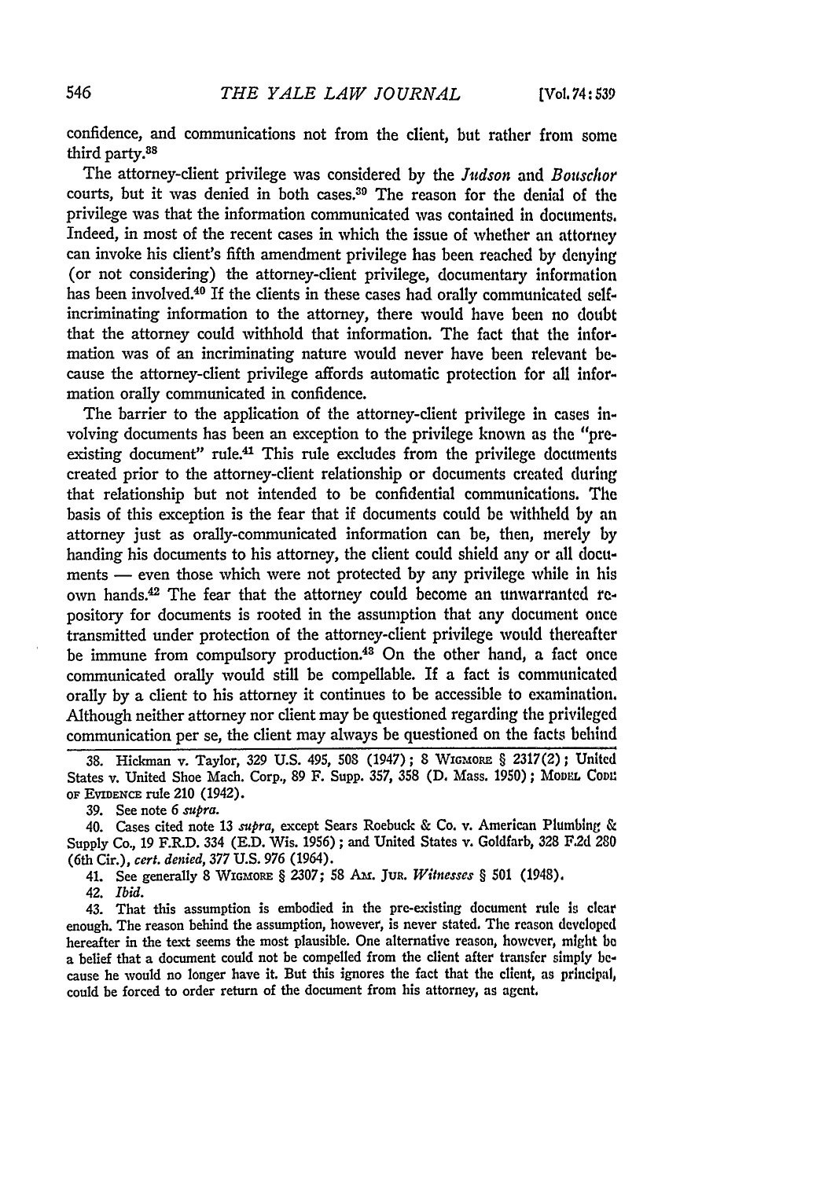confidence, and communications not from the client, but rather from some third party.[38]

The attorney-client privilege was considered by the *Judson* and *Bouschor* courts, but it was denied in both cases.[39] The reason for the denial of the privilege was that the information communicated was contained in documents. Indeed, in most of the recent cases in which the issue of whether an attorney can invoke his client's fifth amendment privilege has been reached by denying (or not considering) the attorney-client privilege, documentary information has been involved.[40] If the clients in these cases had orally communicated self-incriminating information to the attorney, there would have been no doubt that the attorney could withhold that information. The fact that the information was of an incriminating nature would never have been relevant because the attorney-client privilege affords automatic protection for all information orally communicated in confidence.

The barrier to the application of the attorney-client privilege in cases involving documents has been an exception to the privilege known as the "pre-existing document" rule.[41] This rule excludes from the privilege documents created prior to the attorney-client relationship or documents created during that relationship but not intended to be confidential communications. The basis of this exception is the fear that if documents could be withheld by an attorney just as orally-communicated information can be, then, merely by handing his documents to his attorney, the client could shield any or all documents — even those which were not protected by any privilege while in his own hands.[42] The fear that the attorney could become an unwarranted repository for documents is rooted in the assumption that any document once transmitted under protection of the attorney-client privilege would thereafter be immune from compulsory production.[43] On the other hand, a fact once communicated orally would still be compellable. If a fact is communicated orally by a client to his attorney it continues to be accessible to examination. Although neither attorney nor client may be questioned regarding the privileged communication per se, the client may always be questioned on the facts behind

38. Hickman v. Taylor, 329 U.S. 495, 508 (1947); 8 WIGMORE § 2317(2); United States v. United Shoe Mach. Corp., 89 F. Supp. 357, 358 (D. Mass. 1950); MODEL CODE OF EVIDENCE rule 210 (1942).

39. See note 6 *supra*.

40. Cases cited note 13 *supra*, except Sears Roebuck & Co. v. American Plumbing & Supply Co., 19 F.R.D. 334 (E.D. Wis. 1956); and United States v. Goldfarb, 328 F.2d 280 (6th Cir.), *cert. denied*, 377 U.S. 976 (1964).

41. See generally 8 WIGMORE § 2307; 58 AM. JUR. *Witnesses* § 501 (1948).

42. *Ibid.*

43. That this assumption is embodied in the pre-existing document rule is clear enough. The reason behind the assumption, however, is never stated. The reason developed hereafter in the text seems the most plausible. One alternative reason, however, might be a belief that a document could not be compelled from the client after transfer simply because he would no longer have it. But this ignores the fact that the client, as principal, could be forced to order return of the document from his attorney, as agent.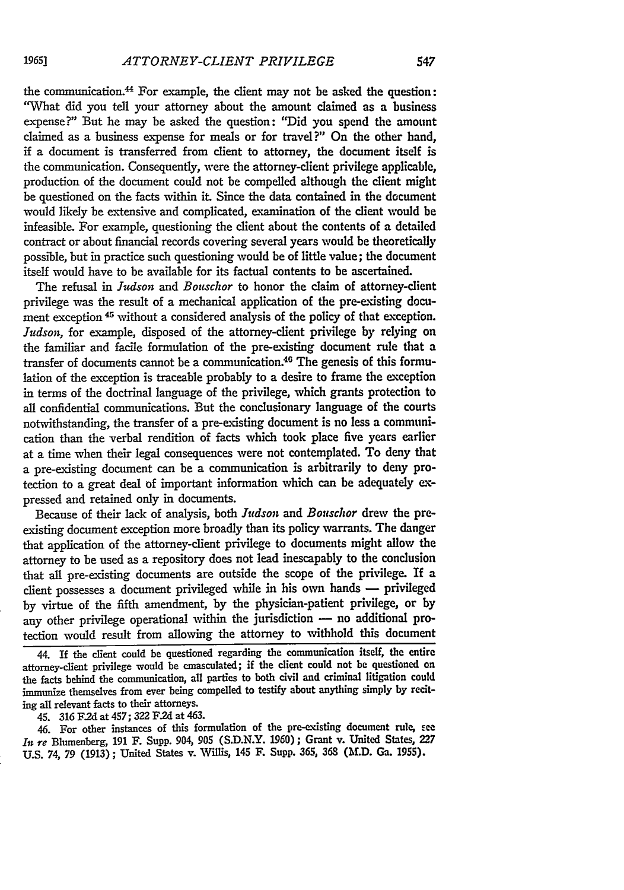the communication.[44] For example, the client may not be asked the question: "What did you tell your attorney about the amount claimed as a business expense?" But he may be asked the question: "Did you spend the amount claimed as a business expense for meals or for travel?" On the other hand, if a document is transferred from client to attorney, the document itself is the communication. Consequently, were the attorney-client privilege applicable, production of the document could not be compelled although the client might be questioned on the facts within it. Since the data contained in the document would likely be extensive and complicated, examination of the client would be infeasible. For example, questioning the client about the contents of a detailed contract or about financial records covering several years would be theoretically possible, but in practice such questioning would be of little value; the document itself would have to be available for its factual contents to be ascertained.

The refusal in *Judson* and *Bouschor* to honor the claim of attorney-client privilege was the result of a mechanical application of the pre-existing document exception [45] without a considered analysis of the policy of that exception. *Judson*, for example, disposed of the attorney-client privilege by relying on the familiar and facile formulation of the pre-existing document rule that a transfer of documents cannot be a communication.[46] The genesis of this formulation of the exception is traceable probably to a desire to frame the exception in terms of the doctrinal language of the privilege, which grants protection to all confidential communications. But the conclusionary language of the courts notwithstanding, the transfer of a pre-existing document is no less a communication than the verbal rendition of facts which took place five years earlier at a time when their legal consequences were not contemplated. To deny that a pre-existing document can be a communication is arbitrarily to deny protection to a great deal of important information which can be adequately expressed and retained only in documents.

Because of their lack of analysis, both *Judson* and *Bouschor* drew the pre-existing document exception more broadly than its policy warrants. The danger that application of the attorney-client privilege to documents might allow the attorney to be used as a repository does not lead inescapably to the conclusion that all pre-existing documents are outside the scope of the privilege. If a client possesses a document privileged while in his own hands — privileged by virtue of the fifth amendment, by the physician-patient privilege, or by any other privilege operational within the jurisdiction — no additional protection would result from allowing the attorney to withhold this document

44. If the client could be questioned regarding the communication itself, the entire attorney-client privilege would be emasculated; if the client could not be questioned on the facts behind the communication, all parties to both civil and criminal litigation could immunize themselves from ever being compelled to testify about anything simply by reciting all relevant facts to their attorneys.

45. 316 F.2d at 457; 322 F.2d at 463.

46. For other instances of this formulation of the pre-existing document rule, see *In re* Blumenberg, 191 F. Supp. 904, 905 (S.D.N.Y. 1960); Grant v. United States, 227 U.S. 74, 79 (1913); United States v. Willis, 145 F. Supp. 365, 368 (M.D. Ga. 1955).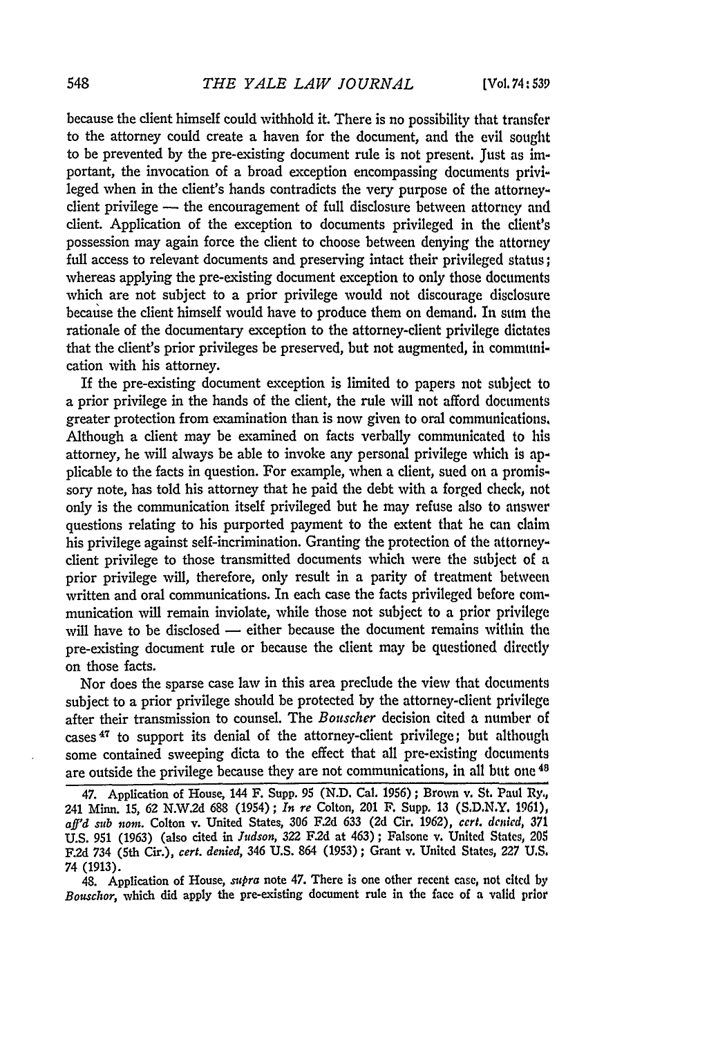because the client himself could withhold it. There is no possibility that transfer to the attorney could create a haven for the document, and the evil sought to be prevented by the pre-existing document rule is not present. Just as important, the invocation of a broad exception encompassing documents privileged when in the client's hands contradicts the very purpose of the attorney-client privilege — the encouragement of full disclosure between attorney and client. Application of the exception to documents privileged in the client's possession may again force the client to choose between denying the attorney full access to relevant documents and preserving intact their privileged status; whereas applying the pre-existing document exception to only those documents which are not subject to a prior privilege would not discourage disclosure because the client himself would have to produce them on demand. In sum the rationale of the documentary exception to the attorney-client privilege dictates that the client's prior privileges be preserved, but not augmented, in communication with his attorney.

If the pre-existing document exception is limited to papers not subject to a prior privilege in the hands of the client, the rule will not afford documents greater protection from examination than is now given to oral communications. Although a client may be examined on facts verbally communicated to his attorney, he will always be able to invoke any personal privilege which is applicable to the facts in question. For example, when a client, sued on a promissory note, has told his attorney that he paid the debt with a forged check, not only is the communication itself privileged but he may refuse also to answer questions relating to his purported payment to the extent that he can claim his privilege against self-incrimination. Granting the protection of the attorney-client privilege to those transmitted documents which were the subject of a prior privilege will, therefore, only result in a parity of treatment between written and oral communications. In each case the facts privileged before communication will remain inviolate, while those not subject to a prior privilege will have to be disclosed — either because the document remains within the pre-existing document rule or because the client may be questioned directly on those facts.

Nor does the sparse case law in this area preclude the view that documents subject to a prior privilege should be protected by the attorney-client privilege after their transmission to counsel. The *Bouscher* decision cited a number of cases[47] to support its denial of the attorney-client privilege; but although some contained sweeping dicta to the effect that all pre-existing documents are outside the privilege because they are not communications, in all but one[48]

---

47. Application of House, 144 F. Supp. 95 (N.D. Cal. 1956); Brown v. St. Paul Ry., 241 Minn. 15, 62 N.W.2d 688 (1954); *In re* Colton, 201 F. Supp. 13 (S.D.N.Y. 1961), *aff'd sub nom.* Colton v. United States, 306 F.2d 633 (2d Cir. 1962), *cert. denied*, 371 U.S. 951 (1963) (also cited in *Judson*, 322 F.2d at 463); Falsone v. United States, 205 F.2d 734 (5th Cir.), *cert. denied*, 346 U.S. 864 (1953); Grant v. United States, 227 U.S. 74 (1913).

48. Application of House, *supra* note 47. There is one other recent case, not cited by *Bouschor*, which did apply the pre-existing document rule in the face of a valid prior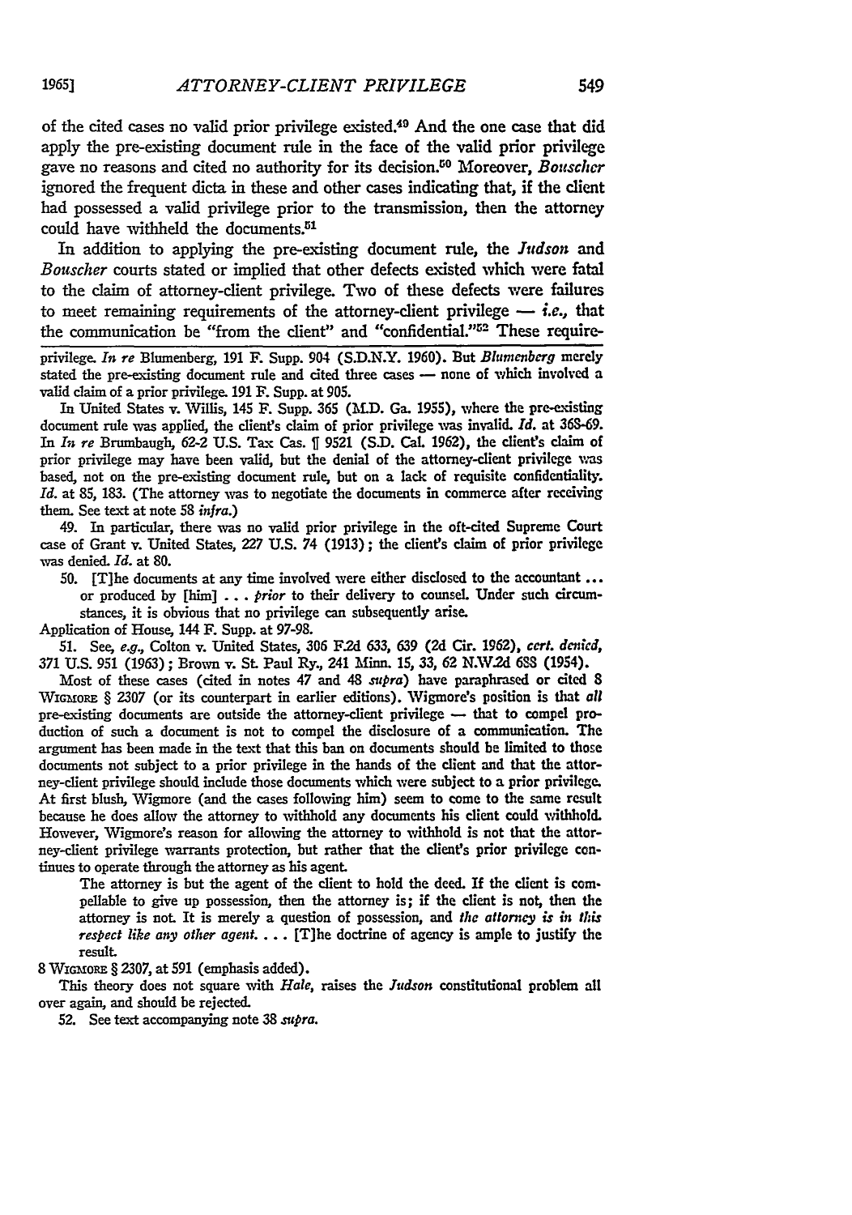of the cited cases no valid prior privilege existed.[49] And the one case that did apply the pre-existing document rule in the face of the valid prior privilege gave no reasons and cited no authority for its decision.[50] Moreover, *Bouscher* ignored the frequent dicta in these and other cases indicating that, if the client had possessed a valid privilege prior to the transmission, then the attorney could have withheld the documents.[51]

In addition to applying the pre-existing document rule, the *Judson* and *Bouscher* courts stated or implied that other defects existed which were fatal to the claim of attorney-client privilege. Two of these defects were failures to meet remaining requirements of the attorney-client privilege — *i.e.*, that the communication be "from the client" and "confidential."[52] These require-

---

privilege. *In re* Blumenberg, 191 F. Supp. 904 (S.D.N.Y. 1960). But *Blumenberg* merely stated the pre-existing document rule and cited three cases — none of which involved a valid claim of a prior privilege. 191 F. Supp. at 905.

In United States v. Willis, 145 F. Supp. 365 (M.D. Ga. 1955), where the pre-existing document rule was applied, the client's claim of prior privilege was invalid. *Id.* at 368-69. In *In re* Brumbaugh, 62-2 U.S. Tax Cas. ¶ 9521 (S.D. Cal. 1962), the client's claim of prior privilege may have been valid, but the denial of the attorney-client privilege was based, not on the pre-existing document rule, but on a lack of requisite confidentiality. *Id.* at 85, 183. (The attorney was to negotiate the documents in commerce after receiving them. See text at note 58 *infra.*)

49. In particular, there was no valid prior privilege in the oft-cited Supreme Court case of Grant v. United States, 227 U.S. 74 (1913); the client's claim of prior privilege was denied. *Id.* at 80.

50. [T]he documents at any time involved were either disclosed to the accountant ... or produced by [him] ... *prior* to their delivery to counsel. Under such circumstances, it is obvious that no privilege can subsequently arise.

Application of House, 144 F. Supp. at 97-98.

51. See, *e.g.*, Colton v. United States, 306 F.2d 633, 639 (2d Cir. 1962), *cert. denied*, 371 U.S. 951 (1963); Brown v. St. Paul Ry., 241 Minn. 15, 33, 62 N.W.2d 688 (1954).

Most of these cases (cited in notes 47 and 48 *supra*) have paraphrased or cited 8 Wigmore § 2307 (or its counterpart in earlier editions). Wigmore's position is that *all* pre-existing documents are outside the attorney-client privilege — that to compel production of such a document is not to compel the disclosure of a communication. The argument has been made in the text that this ban on documents should be limited to those documents not subject to a prior privilege in the hands of the client and that the attorney-client privilege should include those documents which were subject to a prior privilege. At first blush, Wigmore (and the cases following him) seem to come to the same result because he does allow the attorney to withhold any documents his client could withhold. However, Wigmore's reason for allowing the attorney to withhold is not that the attorney-client privilege warrants protection, but rather that the client's prior privilege continues to operate through the attorney as his agent.

> The attorney is but the agent of the client to hold the deed. If the client is compellable to give up possession, then the attorney is; if the client is not, then the attorney is not. It is merely a question of possession, and *the attorney is in this respect like any other agent*. . . . [T]he doctrine of agency is ample to justify the result.

8 Wigmore § 2307, at 591 (emphasis added).

This theory does not square with *Hale*, raises the *Judson* constitutional problem all over again, and should be rejected.

52. See text accompanying note 38 *supra*.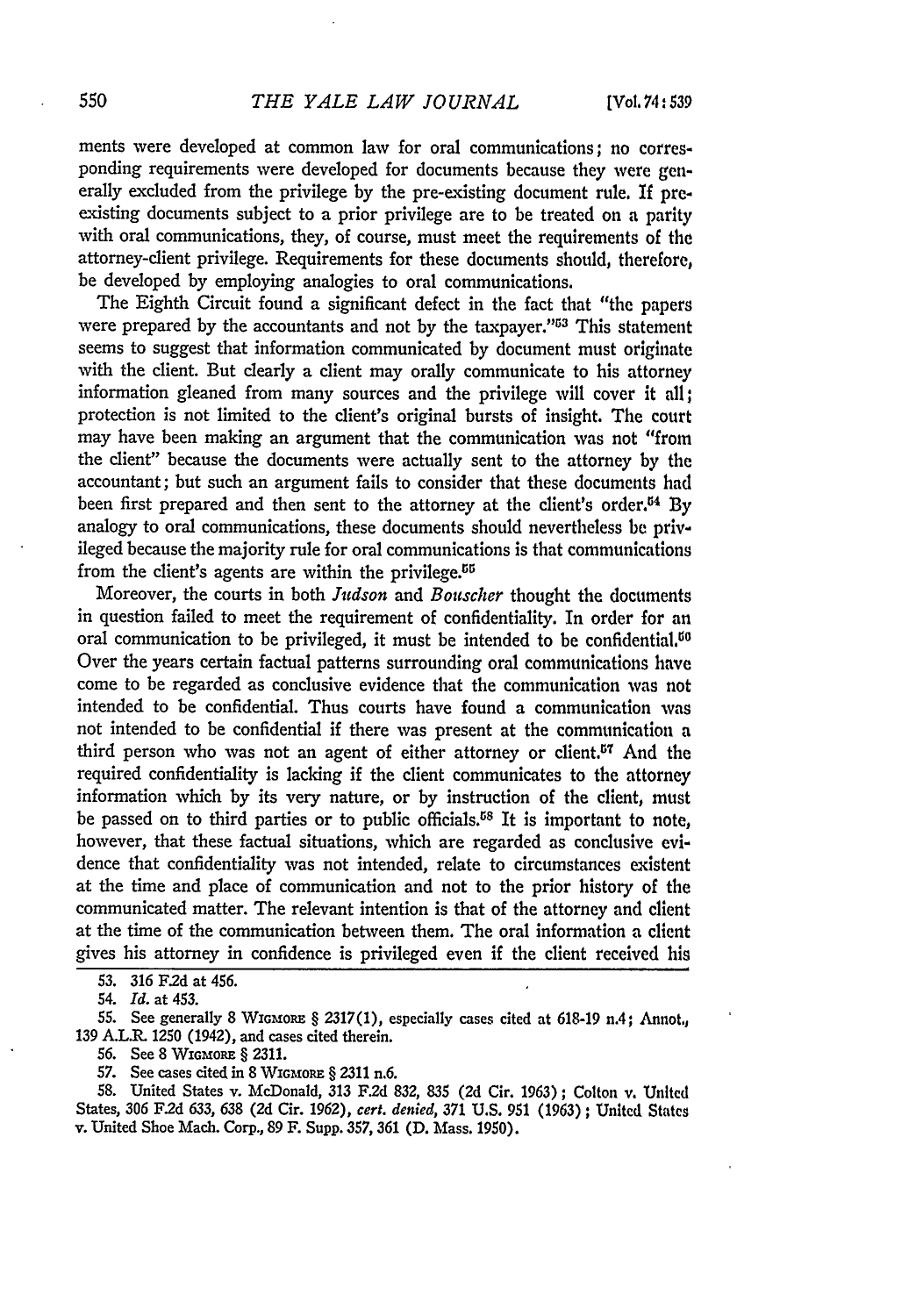ments were developed at common law for oral communications; no corresponding requirements were developed for documents because they were generally excluded from the privilege by the pre-existing document rule. If pre-existing documents subject to a prior privilege are to be treated on a parity with oral communications, they, of course, must meet the requirements of the attorney-client privilege. Requirements for these documents should, therefore, be developed by employing analogies to oral communications.

The Eighth Circuit found a significant defect in the fact that "the papers were prepared by the accountants and not by the taxpayer."[53] This statement seems to suggest that information communicated by document must originate with the client. But clearly a client may orally communicate to his attorney information gleaned from many sources and the privilege will cover it all; protection is not limited to the client's original bursts of insight. The court may have been making an argument that the communication was not "from the client" because the documents were actually sent to the attorney by the accountant; but such an argument fails to consider that these documents had been first prepared and then sent to the attorney at the client's order.[54] By analogy to oral communications, these documents should nevertheless be privileged because the majority rule for oral communications is that communications from the client's agents are within the privilege.[55]

Moreover, the courts in both *Judson* and *Bouscher* thought the documents in question failed to meet the requirement of confidentiality. In order for an oral communication to be privileged, it must be intended to be confidential.[56] Over the years certain factual patterns surrounding oral communications have come to be regarded as conclusive evidence that the communication was not intended to be confidential. Thus courts have found a communication was not intended to be confidential if there was present at the communication a third person who was not an agent of either attorney or client.[57] And the required confidentiality is lacking if the client communicates to the attorney information which by its very nature, or by instruction of the client, must be passed on to third parties or to public officials.[58] It is important to note, however, that these factual situations, which are regarded as conclusive evidence that confidentiality was not intended, relate to circumstances existent at the time and place of communication and not to the prior history of the communicated matter. The relevant intention is that of the attorney and client at the time of the communication between them. The oral information a client gives his attorney in confidence is privileged even if the client received his

53. 316 F.2d at 456.

54. *Id.* at 453.

55. See generally 8 WIGMORE § 2317(1), especially cases cited at 618-19 n.4; Annot., 139 A.L.R. 1250 (1942), and cases cited therein.

56. See 8 WIGMORE § 2311.

57. See cases cited in 8 WIGMORE § 2311 n.6.

58. United States v. McDonald, 313 F.2d 832, 835 (2d Cir. 1963); Colton v. United States, 306 F.2d 633, 638 (2d Cir. 1962), *cert. denied*, 371 U.S. 951 (1963); United States v. United Shoe Mach. Corp., 89 F. Supp. 357, 361 (D. Mass. 1950).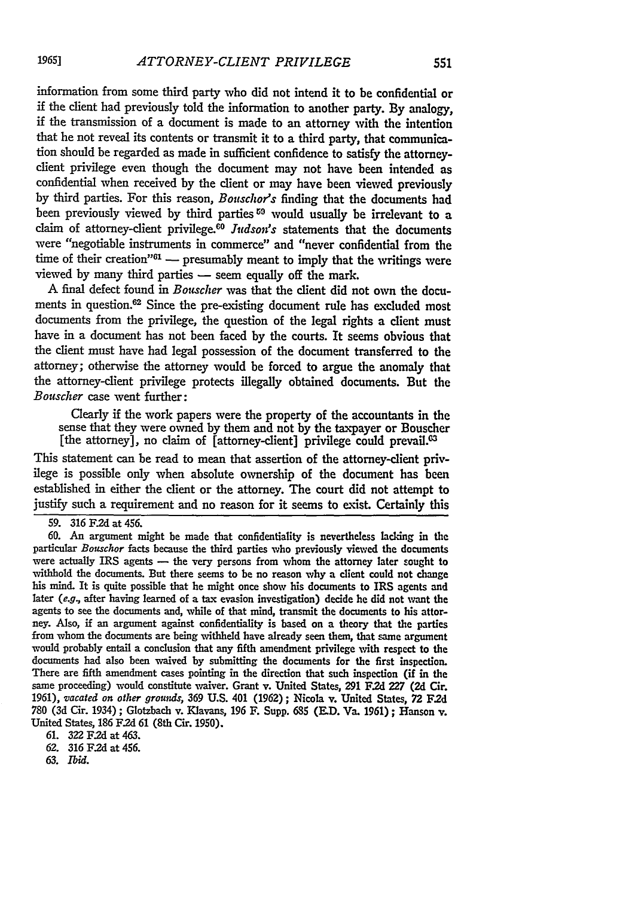information from some third party who did not intend it to be confidential or if the client had previously told the information to another party. By analogy, if the transmission of a document is made to an attorney with the intention that he not reveal its contents or transmit it to a third party, that communication should be regarded as made in sufficient confidence to satisfy the attorney-client privilege even though the document may not have been intended as confidential when received by the client or may have been viewed previously by third parties. For this reason, *Bouschor's* finding that the documents had been previously viewed by third parties[59] would usually be irrelevant to a claim of attorney-client privilege.[60] *Judson's* statements that the documents were "negotiable instruments in commerce" and "never confidential from the time of their creation"[61] — presumably meant to imply that the writings were viewed by many third parties — seem equally off the mark.

A final defect found in *Bouscher* was that the client did not own the documents in question.[62] Since the pre-existing document rule has excluded most documents from the privilege, the question of the legal rights a client must have in a document has not been faced by the courts. It seems obvious that the client must have had legal possession of the document transferred to the attorney; otherwise the attorney would be forced to argue the anomaly that the attorney-client privilege protects illegally obtained documents. But the *Bouscher* case went further:

> Clearly if the work papers were the property of the accountants in the sense that they were owned by them and not by the taxpayer or Bouscher [the attorney], no claim of [attorney-client] privilege could prevail.[63]

This statement can be read to mean that assertion of the attorney-client privilege is possible only when absolute ownership of the document has been established in either the client or the attorney. The court did not attempt to justify such a requirement and no reason for it seems to exist. Certainly this

---

59. 316 F.2d at 456.

60. An argument might be made that confidentiality is nevertheless lacking in the particular *Bouschor* facts because the third parties who previously viewed the documents were actually IRS agents — the very persons from whom the attorney later sought to withhold the documents. But there seems to be no reason why a client could not change his mind. It is quite possible that he might once show his documents to IRS agents and later (*e.g.*, after having learned of a tax evasion investigation) decide he did not want the agents to see the documents and, while of that mind, transmit the documents to his attorney. Also, if an argument against confidentiality is based on a theory that the parties from whom the documents are being withheld have already seen them, that same argument would probably entail a conclusion that any fifth amendment privilege with respect to the documents had also been waived by submitting the documents for the first inspection. There are fifth amendment cases pointing in the direction that such inspection (if in the same proceeding) would constitute waiver. Grant v. United States, 291 F.2d 227 (2d Cir. 1961), *vacated on other grounds*, 369 U.S. 401 (1962); Nicola v. United States, 72 F.2d 780 (3d Cir. 1934); Glotzbach v. Klavans, 196 F. Supp. 685 (E.D. Va. 1961); Hanson v. United States, 186 F.2d 61 (8th Cir. 1950).

61. 322 F.2d at 463.

62. 316 F.2d at 456.

63. *Ibid.*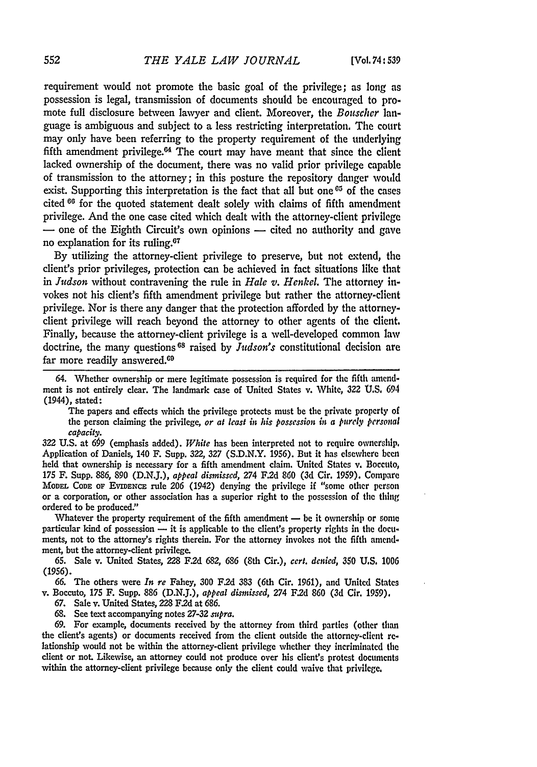requirement would not promote the basic goal of the privilege; as long as possession is legal, transmission of documents should be encouraged to promote full disclosure between lawyer and client. Moreover, the *Bouscher* language is ambiguous and subject to a less restricting interpretation. The court may only have been referring to the property requirement of the underlying fifth amendment privilege.[64] The court may have meant that since the client lacked ownership of the document, there was no valid prior privilege capable of transmission to the attorney; in this posture the repository danger would exist. Supporting this interpretation is the fact that all but one [65] of the cases cited [66] for the quoted statement dealt solely with claims of fifth amendment privilege. And the one case cited which dealt with the attorney-client privilege — one of the Eighth Circuit's own opinions — cited no authority and gave no explanation for its ruling.[67]

By utilizing the attorney-client privilege to preserve, but not extend, the client's prior privileges, protection can be achieved in fact situations like that in *Judson* without contravening the rule in *Hale v. Henkel.* The attorney invokes not his client's fifth amendment privilege but rather the attorney-client privilege. Nor is there any danger that the protection afforded by the attorney-client privilege will reach beyond the attorney to other agents of the client. Finally, because the attorney-client privilege is a well-developed common law doctrine, the many questions [68] raised by *Judson's* constitutional decision are far more readily answered.[69]

---

64. Whether ownership or mere legitimate possession is required for the fifth amendment is not entirely clear. The landmark case of United States v. White, 322 U.S. 694 (1944), stated:

> The papers and effects which the privilege protects must be the private property of the person claiming the privilege, *or at least in his possession in a purely personal capacity.*

322 U.S. at 699 (emphasis added). *White* has been interpreted not to require ownership. Application of Daniels, 140 F. Supp. 322, 327 (S.D.N.Y. 1956). But it has elsewhere been held that ownership is necessary for a fifth amendment claim. United States v. Boccuto, 175 F. Supp. 886, 890 (D.N.J.), *appeal dismissed*, 274 F.2d 860 (3d Cir. 1959). Compare MODEL CODE OF EVIDENCE rule 206 (1942) denying the privilege if "some other person or a corporation, or other association has a superior right to the possession of the thing ordered to be produced."

Whatever the property requirement of the fifth amendment — be it ownership or some particular kind of possession — it is applicable to the client's property rights in the documents, not to the attorney's rights therein. For the attorney invokes not the fifth amendment, but the attorney-client privilege.

65. Sale v. United States, 228 F.2d 682, 686 (8th Cir.), *cert. denied*, 350 U.S. 1006 (1956).

66. The others were *In re* Fahey, 300 F.2d 383 (6th Cir. 1961), and United States v. Boccuto, 175 F. Supp. 886 (D.N.J.), *appeal dismissed*, 274 F.2d 860 (3d Cir. 1959).

67. Sale v. United States, 228 F.2d at 686.

68. See text accompanying notes 27-32 *supra.*

69. For example, documents received by the attorney from third parties (other than the client's agents) or documents received from the client outside the attorney-client relationship would not be within the attorney-client privilege whether they incriminated the client or not. Likewise, an attorney could not produce over his client's protest documents within the attorney-client privilege because only the client could waive that privilege.